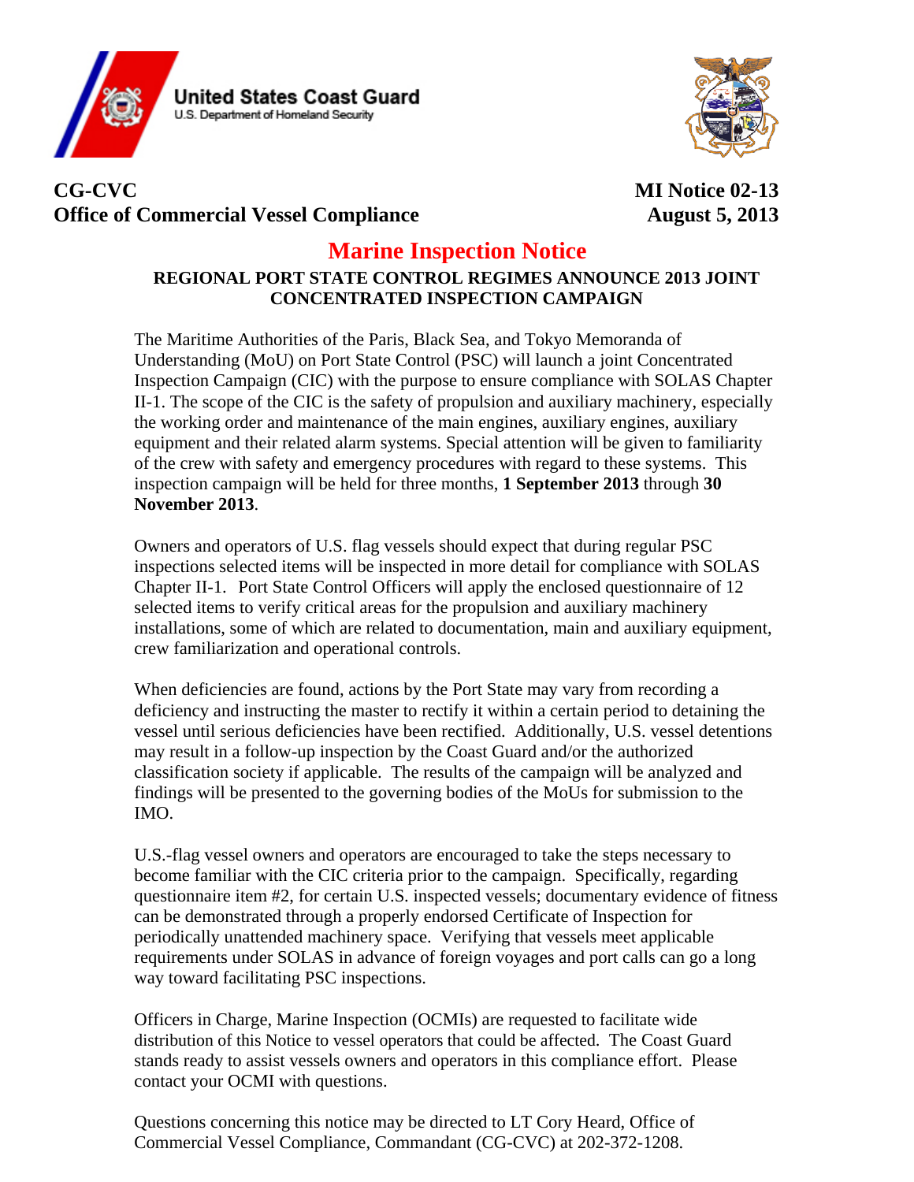**United States Coast Guard**
U.S. Department of Homeland Security

**CG-CVC**
**Office of Commercial Vessel Compliance**

**MI Notice 02-13**
**August 5, 2013**

# Marine Inspection Notice

## REGIONAL PORT STATE CONTROL REGIMES ANNOUNCE 2013 JOINT CONCENTRATED INSPECTION CAMPAIGN

The Maritime Authorities of the Paris, Black Sea, and Tokyo Memoranda of Understanding (MoU) on Port State Control (PSC) will launch a joint Concentrated Inspection Campaign (CIC) with the purpose to ensure compliance with SOLAS Chapter II-1. The scope of the CIC is the safety of propulsion and auxiliary machinery, especially the working order and maintenance of the main engines, auxiliary engines, auxiliary equipment and their related alarm systems. Special attention will be given to familiarity of the crew with safety and emergency procedures with regard to these systems. This inspection campaign will be held for three months, **1 September 2013** through **30 November 2013**.

Owners and operators of U.S. flag vessels should expect that during regular PSC inspections selected items will be inspected in more detail for compliance with SOLAS Chapter II-1. Port State Control Officers will apply the enclosed questionnaire of 12 selected items to verify critical areas for the propulsion and auxiliary machinery installations, some of which are related to documentation, main and auxiliary equipment, crew familiarization and operational controls.

When deficiencies are found, actions by the Port State may vary from recording a deficiency and instructing the master to rectify it within a certain period to detaining the vessel until serious deficiencies have been rectified. Additionally, U.S. vessel detentions may result in a follow-up inspection by the Coast Guard and/or the authorized classification society if applicable. The results of the campaign will be analyzed and findings will be presented to the governing bodies of the MoUs for submission to the IMO.

U.S.-flag vessel owners and operators are encouraged to take the steps necessary to become familiar with the CIC criteria prior to the campaign. Specifically, regarding questionnaire item #2, for certain U.S. inspected vessels; documentary evidence of fitness can be demonstrated through a properly endorsed Certificate of Inspection for periodically unattended machinery space. Verifying that vessels meet applicable requirements under SOLAS in advance of foreign voyages and port calls can go a long way toward facilitating PSC inspections.

Officers in Charge, Marine Inspection (OCMIs) are requested to facilitate wide distribution of this Notice to vessel operators that could be affected. The Coast Guard stands ready to assist vessels owners and operators in this compliance effort. Please contact your OCMI with questions.

Questions concerning this notice may be directed to LT Cory Heard, Office of Commercial Vessel Compliance, Commandant (CG-CVC) at 202-372-1208.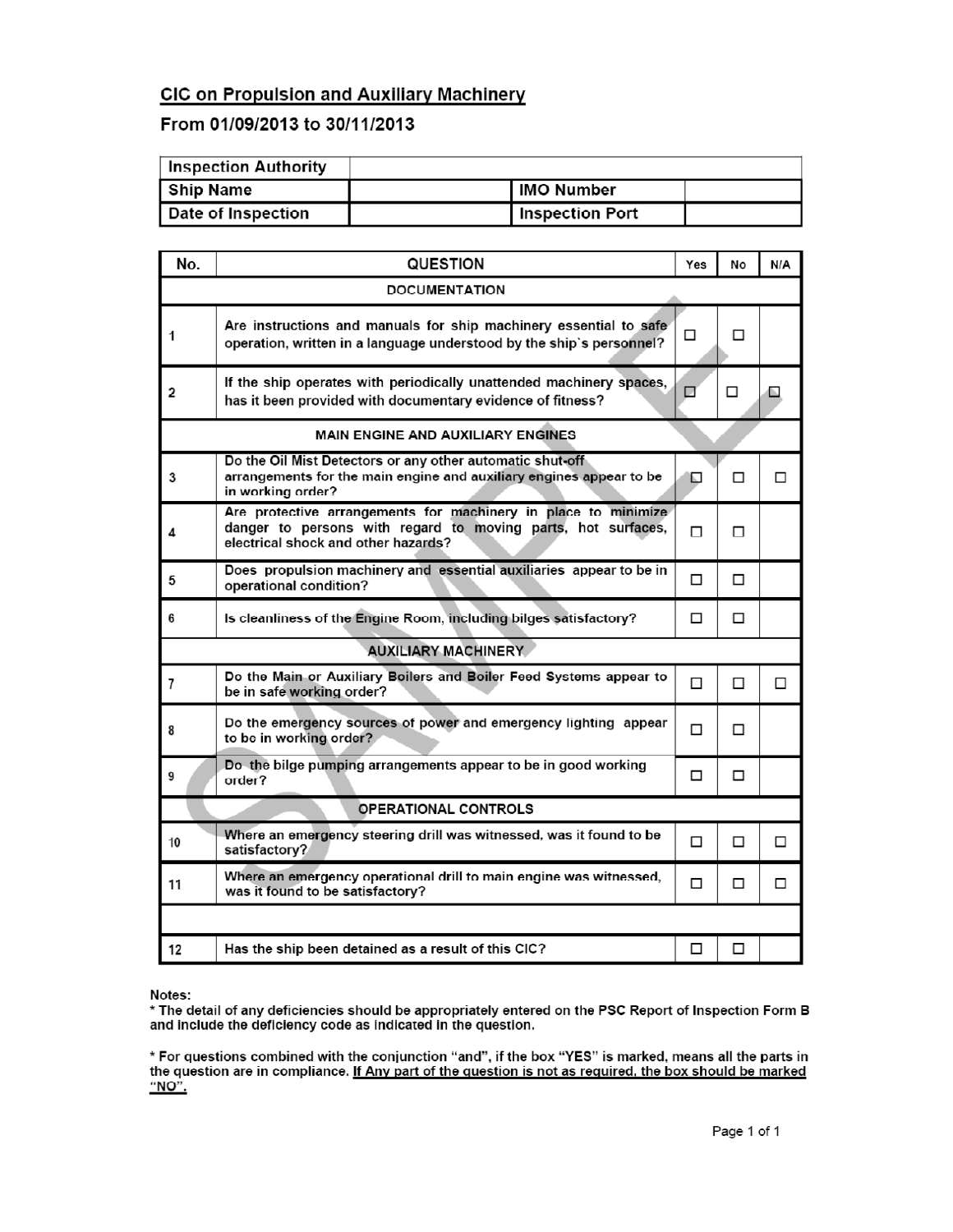## CIC on Propulsion and Auxiliary Machinery

## From 01/09/2013 to 30/11/2013

| Inspection Authority | | | |
|---|---|---|---|
| Ship Name | | IMO Number | |
| Date of Inspection | | Inspection Port | |

| No. | QUESTION | Yes | No | N/A |
|---|---|---|---|---|
| | DOCUMENTATION | | | |
| 1 | Are instructions and manuals for ship machinery essential to safe operation, written in a language understood by the ship`s personnel? | ☐ | ☐ | |
| 2 | If the ship operates with periodically unattended machinery spaces, has it been provided with documentary evidence of fitness? | ☐ | ☐ | ☐ |
| | MAIN ENGINE AND AUXILIARY ENGINES | | | |
| 3 | Do the Oil Mist Detectors or any other automatic shut-off arrangements for the main engine and auxiliary engines appear to be in working order? | ☐ | ☐ | ☐ |
| 4 | Are protective arrangements for machinery in place to minimize danger to persons with regard to moving parts, hot surfaces, electrical shock and other hazards? | ☐ | ☐ | |
| 5 | Does propulsion machinery and essential auxiliaries appear to be in operational condition? | ☐ | ☐ | |
| 6 | Is cleanliness of the Engine Room, including bilges satisfactory? | ☐ | ☐ | |
| | AUXILIARY MACHINERY | | | |
| 7 | Do the Main or Auxiliary Boilers and Boiler Feed Systems appear to be in safe working order? | ☐ | ☐ | ☐ |
| 8 | Do the emergency sources of power and emergency lighting appear to be in working order? | ☐ | ☐ | |
| 9 | Do the bilge pumping arrangements appear to be in good working order? | ☐ | ☐ | |
| | OPERATIONAL CONTROLS | | | |
| 10 | Where an emergency steering drill was witnessed, was it found to be satisfactory? | ☐ | ☐ | ☐ |
| 11 | Where an emergency operational drill to main engine was witnessed, was it found to be satisfactory? | ☐ | ☐ | ☐ |
| | | | | |
| 12 | Has the ship been detained as a result of this CIC? | ☐ | ☐ | |

Notes:

* The detail of any deficiencies should be appropriately entered on the PSC Report of Inspection Form B and include the deficiency code as indicated in the question.

* For questions combined with the conjunction "and", if the box "YES" is marked, means all the parts in the question are in compliance. <u>If Any part of the question is not as required, the box should be marked "NO".</u>